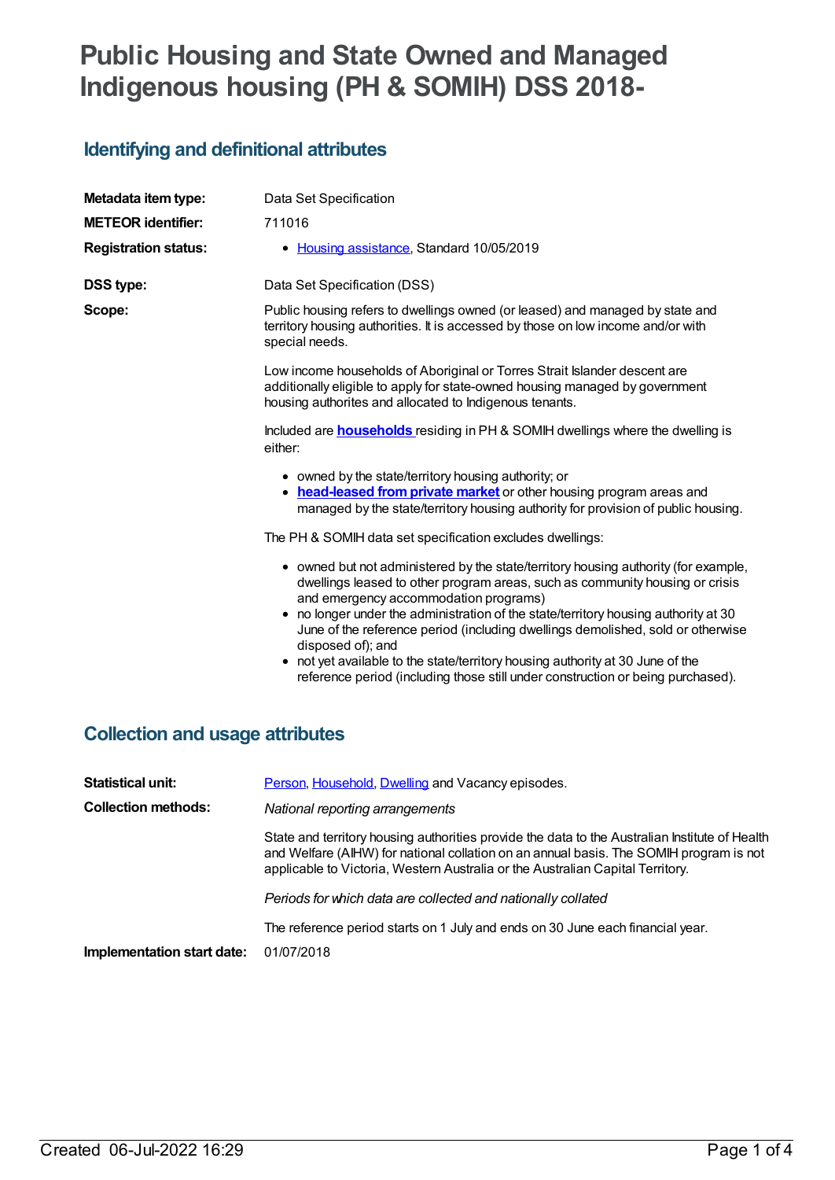# Public Housing and State Owned and Managed Indigenous housing (PH & SOMIH) DSS 2018-

## Identifying and definitional attributes

| | |
|---|---|
| **Metadata item type:** | Data Set Specification |
| **METEOR identifier:** | 711016 |
| **Registration status:** | • Housing assistance, Standard 10/05/2019 |
| **DSS type:** | Data Set Specification (DSS) |

**Scope:**

Public housing refers to dwellings owned (or leased) and managed by state and territory housing authorities. It is accessed by those on low income and/or with special needs.

Low income households of Aboriginal or Torres Strait Islander descent are additionally eligible to apply for state-owned housing managed by government housing authorites and allocated to Indigenous tenants.

Included are **households** residing in PH & SOMIH dwellings where the dwelling is either:

- owned by the state/territory housing authority; or
- **head-leased from private market** or other housing program areas and managed by the state/territory housing authority for provision of public housing.

The PH & SOMIH data set specification excludes dwellings:

- owned but not administered by the state/territory housing authority (for example, dwellings leased to other program areas, such as community housing or crisis and emergency accommodation programs)
- no longer under the administration of the state/territory housing authority at 30 June of the reference period (including dwellings demolished, sold or otherwise disposed of); and
- not yet available to the state/territory housing authority at 30 June of the reference period (including those still under construction or being purchased).

## Collection and usage attributes

**Statistical unit:** Person, Household, Dwelling and Vacancy episodes.

**Collection methods:**

*National reporting arrangements*

State and territory housing authorities provide the data to the Australian Institute of Health and Welfare (AIHW) for national collation on an annual basis. The SOMIH program is not applicable to Victoria, Western Australia or the Australian Capital Territory.

*Periods for which data are collected and nationally collated*

The reference period starts on 1 July and ends on 30 June each financial year.

**Implementation start date:** 01/07/2018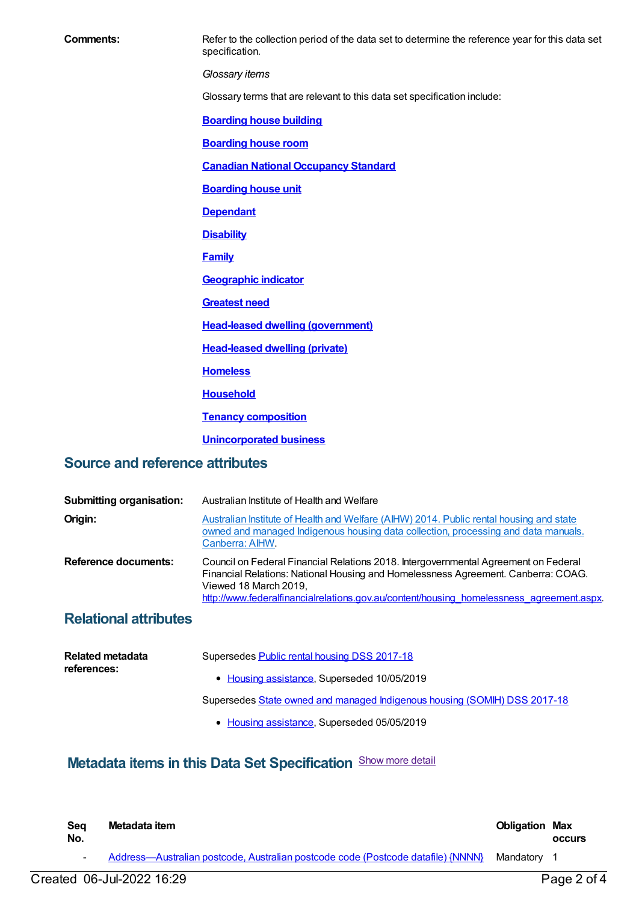**Comments:** Refer to the collection period of the data set to determine the reference year for this data set specification.

*Glossary items*

Glossary terms that are relevant to this data set specification include:

**Boarding house building**

**Boarding house room**

**Canadian National Occupancy Standard**

**Boarding house unit**

**Dependant**

**Disability**

**Family**

**Geographic indicator**

**Greatest need**

**Head-leased dwelling (government)**

**Head-leased dwelling (private)**

**Homeless**

**Household**

**Tenancy composition**

**Unincorporated business**

## Source and reference attributes

**Submitting organisation:** Australian Institute of Health and Welfare

**Origin:** Australian Institute of Health and Welfare (AIHW) 2014. Public rental housing and state owned and managed Indigenous housing data collection, processing and data manuals. Canberra: AIHW.

**Reference documents:** Council on Federal Financial Relations 2018. Intergovernmental Agreement on Federal Financial Relations: National Housing and Homelessness Agreement. Canberra: COAG. Viewed 18 March 2019, http://www.federalfinancialrelations.gov.au/content/housing_homelessness_agreement.aspx.

## Relational attributes

**Related metadata references:**

Supersedes Public rental housing DSS 2017-18

- Housing assistance, Superseded 10/05/2019

Supersedes State owned and managed Indigenous housing (SOMIH) DSS 2017-18

- Housing assistance, Superseded 05/05/2019

## Metadata items in this Data Set Specification Show more detail

| Seq No. | Metadata item | Obligation | Max occurs |
|---|---|---|---|
| - | Address—Australian postcode, Australian postcode code (Postcode datafile) {NNNN} | Mandatory | 1 |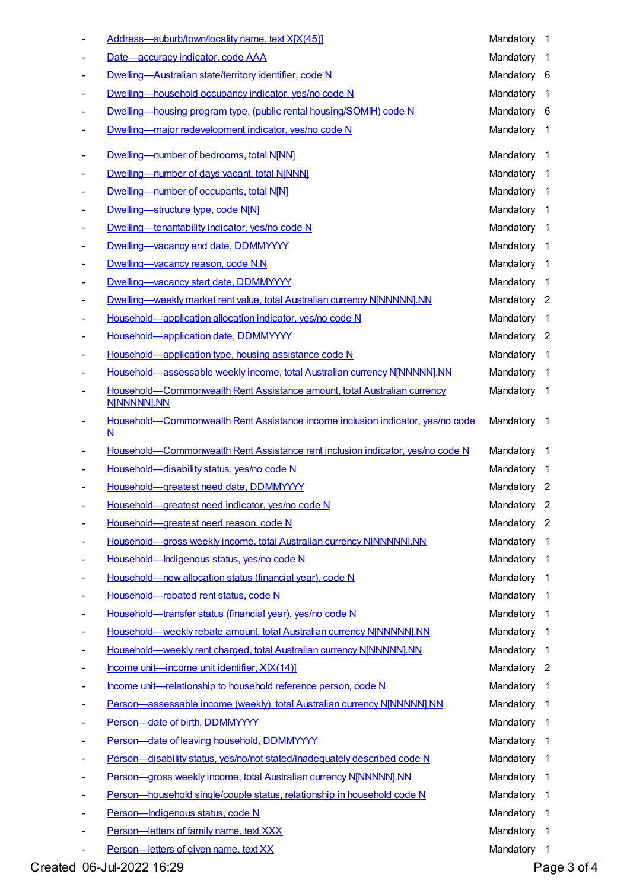- Address—suburb/town/locality name, text X[X(45)] Mandatory 1
- Date—accuracy indicator, code AAA Mandatory 1
- Dwelling—Australian state/territory identifier, code N Mandatory 6
- Dwelling—household occupancy indicator, yes/no code N Mandatory 1
- Dwelling—housing program type, (public rental housing/SOMIH) code N Mandatory 6
- Dwelling—major redevelopment indicator, yes/no code N Mandatory 1
- Dwelling—number of bedrooms, total N[NN] Mandatory 1
- Dwelling—number of days vacant, total N[NNN] Mandatory 1
- Dwelling—number of occupants, total N[N] Mandatory 1
- Dwelling—structure type, code N[N] Mandatory 1
- Dwelling—tenantability indicator, yes/no code N Mandatory 1
- Dwelling—vacancy end date, DDMMYYYY Mandatory 1
- Dwelling—vacancy reason, code N.N Mandatory 1
- Dwelling—vacancy start date, DDMMYYYY Mandatory 1
- Dwelling—weekly market rent value, total Australian currency N[NNNNN].NN Mandatory 2
- Household—application allocation indicator, yes/no code N Mandatory 1
- Household—application date, DDMMYYYY Mandatory 2
- Household—application type, housing assistance code N Mandatory 1
- Household—assessable weekly income, total Australian currency N[NNNNN].NN Mandatory 1
- Household—Commonwealth Rent Assistance amount, total Australian currency N[NNNNN].NN Mandatory 1
- Household—Commonwealth Rent Assistance income inclusion indicator, yes/no code N Mandatory 1
- Household—Commonwealth Rent Assistance rent inclusion indicator, yes/no code N Mandatory 1
- Household—disability status, yes/no code N Mandatory 1
- Household—greatest need date, DDMMYYYY Mandatory 2
- Household—greatest need indicator, yes/no code N Mandatory 2
- Household—greatest need reason, code N Mandatory 2
- Household—gross weekly income, total Australian currency N[NNNNN].NN Mandatory 1
- Household—Indigenous status, yes/no code N Mandatory 1
- Household—new allocation status (financial year), code N Mandatory 1
- Household—rebated rent status, code N Mandatory 1
- Household—transfer status (financial year), yes/no code N Mandatory 1
- Household—weekly rebate amount, total Australian currency N[NNNNN].NN Mandatory 1
- Household—weekly rent charged, total Australian currency N[NNNNN].NN Mandatory 1
- Income unit—income unit identifier, X[X(14)] Mandatory 2
- Income unit—relationship to household reference person, code N Mandatory 1
- Person—assessable income (weekly), total Australian currency N[NNNNN].NN Mandatory 1
- Person—date of birth, DDMMYYYY Mandatory 1
- Person—date of leaving household, DDMMYYYY Mandatory 1
- Person—disability status, yes/no/not stated/inadequately described code N Mandatory 1
- Person—gross weekly income, total Australian currency N[NNNNN].NN Mandatory 1
- Person—household single/couple status, relationship in household code N Mandatory 1
- Person—Indigenous status, code N Mandatory 1
- Person—letters of family name, text XXX Mandatory 1
- Person—letters of given name, text XX Mandatory 1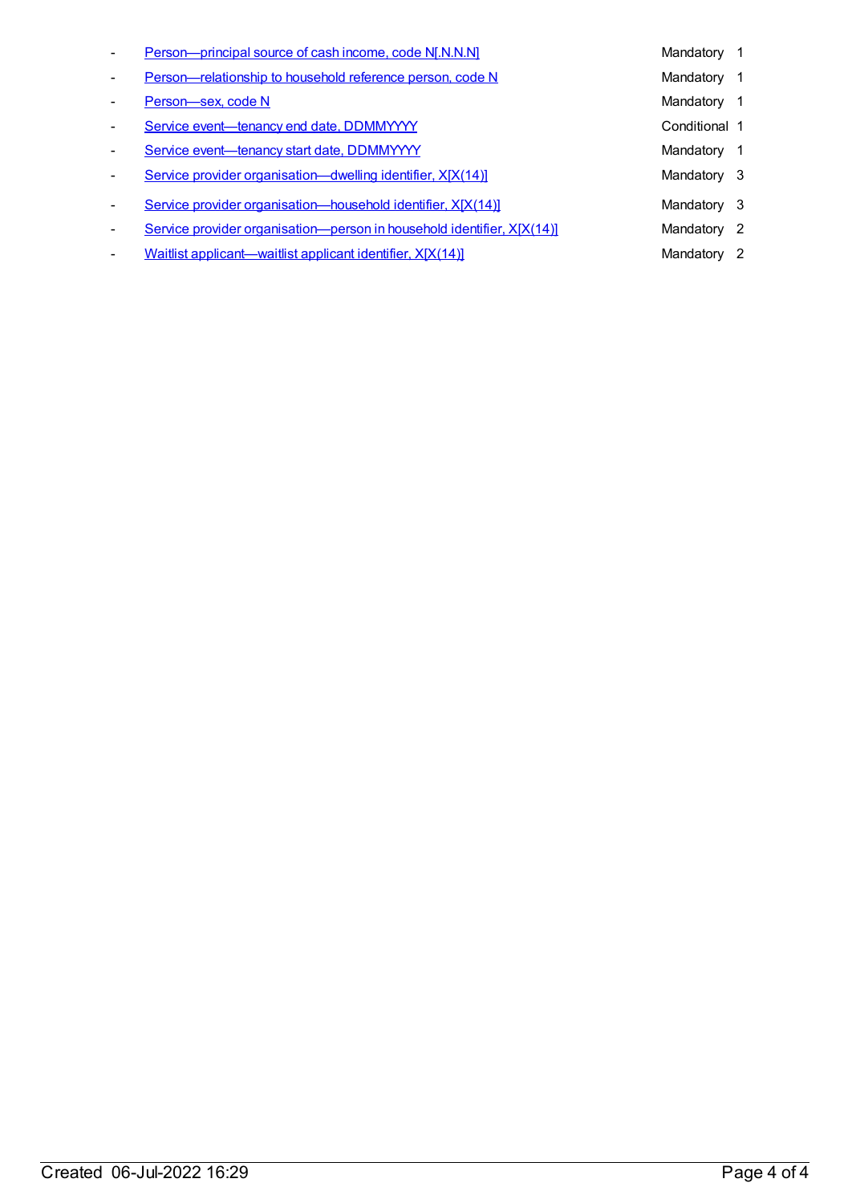| | | |
|---|---|---|
| - [Person—principal source of cash income, code N[.N.N.N]] | Mandatory | 1 |
| - [Person—relationship to household reference person, code N] | Mandatory | 1 |
| - [Person—sex, code N] | Mandatory | 1 |
| - [Service event—tenancy end date, DDMMYYYY] | Conditional | 1 |
| - [Service event—tenancy start date, DDMMYYYY] | Mandatory | 1 |
| - [Service provider organisation—dwelling identifier, X[X(14)]] | Mandatory | 3 |
| - [Service provider organisation—household identifier, X[X(14)]] | Mandatory | 3 |
| - [Service provider organisation—person in household identifier, X[X(14)]] | Mandatory | 2 |
| - [Waitlist applicant—waitlist applicant identifier, X[X(14)]] | Mandatory | 2 |

Created 06-Jul-2022 16:29